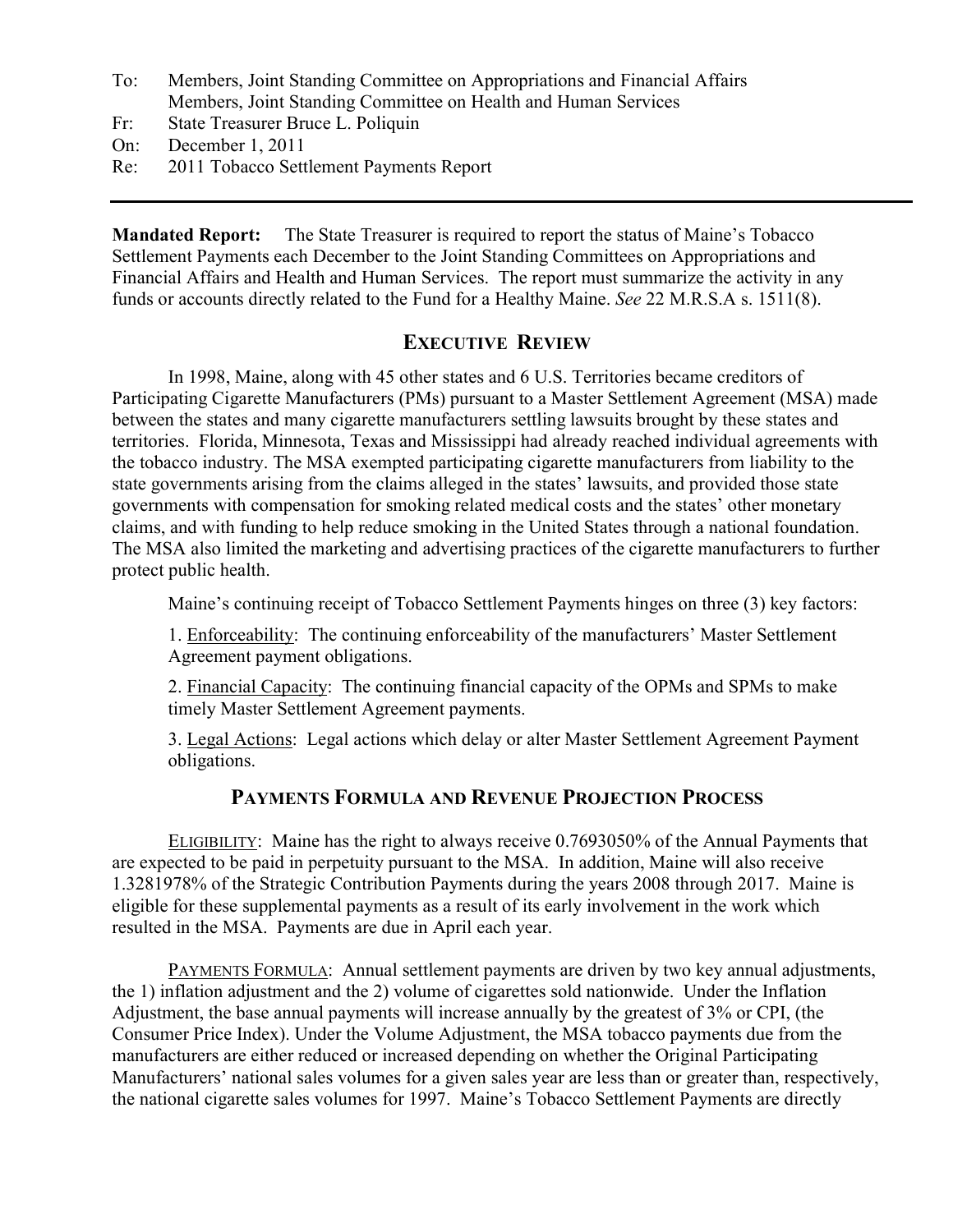To: Members, Joint Standing Committee on Appropriations and Financial Affairs
Members, Joint Standing Committee on Health and Human Services
Fr: State Treasurer Bruce L. Poliquin
On: December 1, 2011
Re: 2011 Tobacco Settlement Payments Report

---

**Mandated Report:** The State Treasurer is required to report the status of Maine's Tobacco Settlement Payments each December to the Joint Standing Committees on Appropriations and Financial Affairs and Health and Human Services. The report must summarize the activity in any funds or accounts directly related to the Fund for a Healthy Maine. *See* 22 M.R.S.A s. 1511(8).

## EXECUTIVE REVIEW

In 1998, Maine, along with 45 other states and 6 U.S. Territories became creditors of Participating Cigarette Manufacturers (PMs) pursuant to a Master Settlement Agreement (MSA) made between the states and many cigarette manufacturers settling lawsuits brought by these states and territories. Florida, Minnesota, Texas and Mississippi had already reached individual agreements with the tobacco industry. The MSA exempted participating cigarette manufacturers from liability to the state governments arising from the claims alleged in the states' lawsuits, and provided those state governments with compensation for smoking related medical costs and the states' other monetary claims, and with funding to help reduce smoking in the United States through a national foundation. The MSA also limited the marketing and advertising practices of the cigarette manufacturers to further protect public health.

Maine's continuing receipt of Tobacco Settlement Payments hinges on three (3) key factors:

1. Enforceability: The continuing enforceability of the manufacturers' Master Settlement Agreement payment obligations.

2. Financial Capacity: The continuing financial capacity of the OPMs and SPMs to make timely Master Settlement Agreement payments.

3. Legal Actions: Legal actions which delay or alter Master Settlement Agreement Payment obligations.

## PAYMENTS FORMULA AND REVENUE PROJECTION PROCESS

ELIGIBILITY: Maine has the right to always receive 0.7693050% of the Annual Payments that are expected to be paid in perpetuity pursuant to the MSA. In addition, Maine will also receive 1.3281978% of the Strategic Contribution Payments during the years 2008 through 2017. Maine is eligible for these supplemental payments as a result of its early involvement in the work which resulted in the MSA. Payments are due in April each year.

PAYMENTS FORMULA: Annual settlement payments are driven by two key annual adjustments, the 1) inflation adjustment and the 2) volume of cigarettes sold nationwide. Under the Inflation Adjustment, the base annual payments will increase annually by the greatest of 3% or CPI, (the Consumer Price Index). Under the Volume Adjustment, the MSA tobacco payments due from the manufacturers are either reduced or increased depending on whether the Original Participating Manufacturers' national sales volumes for a given sales year are less than or greater than, respectively, the national cigarette sales volumes for 1997. Maine's Tobacco Settlement Payments are directly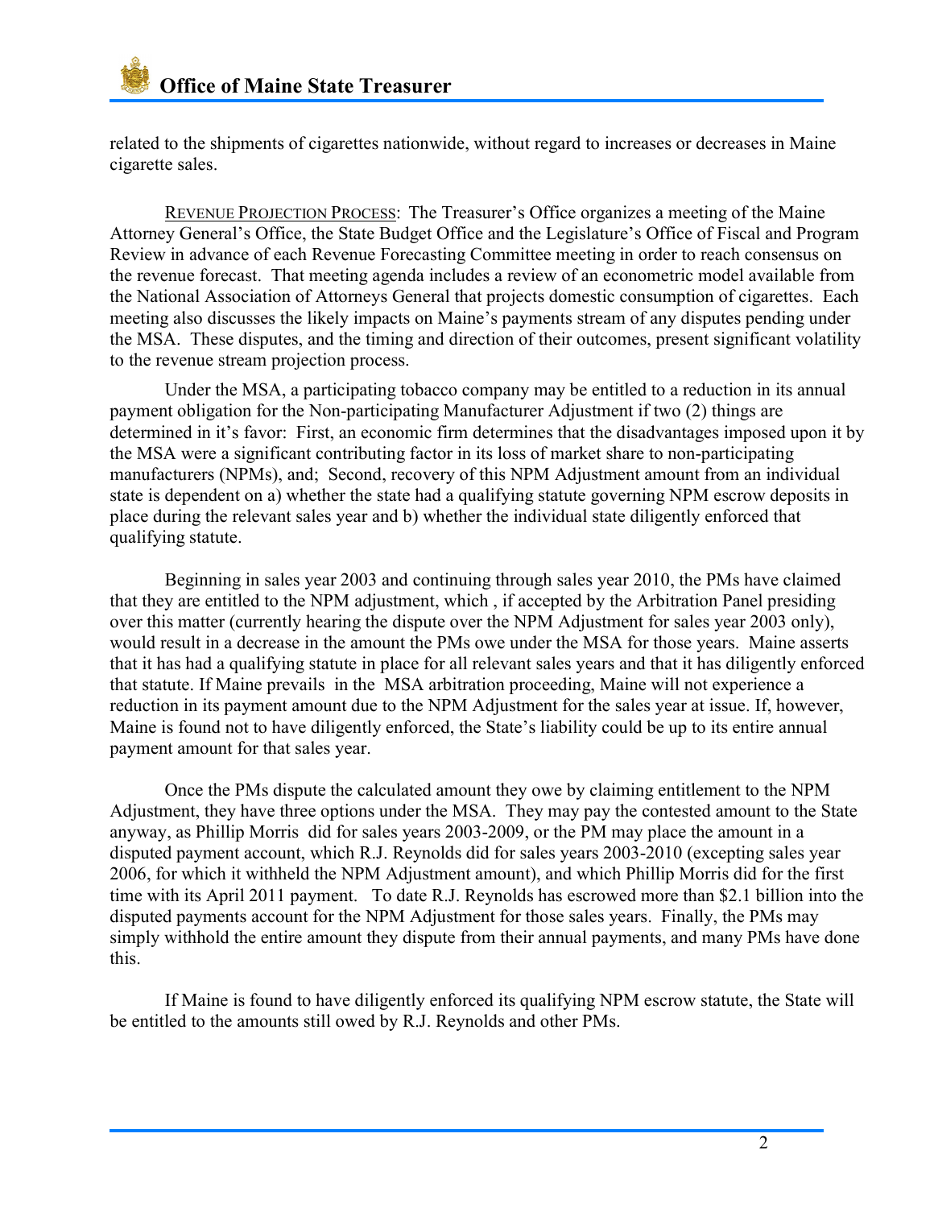related to the shipments of cigarettes nationwide, without regard to increases or decreases in Maine cigarette sales.

REVENUE PROJECTION PROCESS: The Treasurer's Office organizes a meeting of the Maine Attorney General's Office, the State Budget Office and the Legislature's Office of Fiscal and Program Review in advance of each Revenue Forecasting Committee meeting in order to reach consensus on the revenue forecast. That meeting agenda includes a review of an econometric model available from the National Association of Attorneys General that projects domestic consumption of cigarettes. Each meeting also discusses the likely impacts on Maine's payments stream of any disputes pending under the MSA. These disputes, and the timing and direction of their outcomes, present significant volatility to the revenue stream projection process.

Under the MSA, a participating tobacco company may be entitled to a reduction in its annual payment obligation for the Non-participating Manufacturer Adjustment if two (2) things are determined in it's favor: First, an economic firm determines that the disadvantages imposed upon it by the MSA were a significant contributing factor in its loss of market share to non-participating manufacturers (NPMs), and; Second, recovery of this NPM Adjustment amount from an individual state is dependent on a) whether the state had a qualifying statute governing NPM escrow deposits in place during the relevant sales year and b) whether the individual state diligently enforced that qualifying statute.

Beginning in sales year 2003 and continuing through sales year 2010, the PMs have claimed that they are entitled to the NPM adjustment, which , if accepted by the Arbitration Panel presiding over this matter (currently hearing the dispute over the NPM Adjustment for sales year 2003 only), would result in a decrease in the amount the PMs owe under the MSA for those years. Maine asserts that it has had a qualifying statute in place for all relevant sales years and that it has diligently enforced that statute. If Maine prevails in the MSA arbitration proceeding, Maine will not experience a reduction in its payment amount due to the NPM Adjustment for the sales year at issue. If, however, Maine is found not to have diligently enforced, the State's liability could be up to its entire annual payment amount for that sales year.

Once the PMs dispute the calculated amount they owe by claiming entitlement to the NPM Adjustment, they have three options under the MSA. They may pay the contested amount to the State anyway, as Phillip Morris did for sales years 2003-2009, or the PM may place the amount in a disputed payment account, which R.J. Reynolds did for sales years 2003-2010 (excepting sales year 2006, for which it withheld the NPM Adjustment amount), and which Phillip Morris did for the first time with its April 2011 payment. To date R.J. Reynolds has escrowed more than $2.1 billion into the disputed payments account for the NPM Adjustment for those sales years. Finally, the PMs may simply withhold the entire amount they dispute from their annual payments, and many PMs have done this.

If Maine is found to have diligently enforced its qualifying NPM escrow statute, the State will be entitled to the amounts still owed by R.J. Reynolds and other PMs.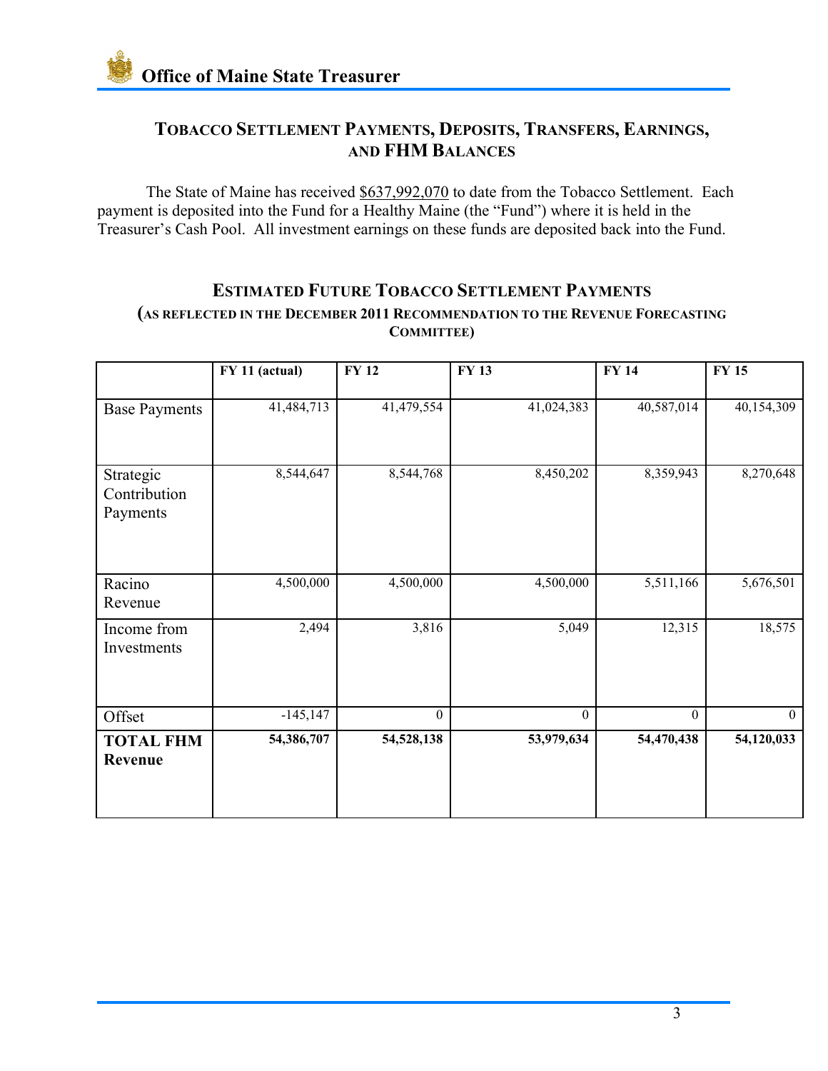## Tobacco Settlement Payments, Deposits, Transfers, Earnings, and FHM Balances

The State of Maine has received $637,992,070 to date from the Tobacco Settlement. Each payment is deposited into the Fund for a Healthy Maine (the "Fund") where it is held in the Treasurer's Cash Pool. All investment earnings on these funds are deposited back into the Fund.

### Estimated Future Tobacco Settlement Payments

#### (As reflected in the December 2011 Recommendation to the Revenue Forecasting Committee)

| | FY 11 (actual) | FY 12 | FY 13 | FY 14 | FY 15 |
|---|---|---|---|---|---|
| Base Payments | 41,484,713 | 41,479,554 | 41,024,383 | 40,587,014 | 40,154,309 |
| Strategic Contribution Payments | 8,544,647 | 8,544,768 | 8,450,202 | 8,359,943 | 8,270,648 |
| Racino Revenue | 4,500,000 | 4,500,000 | 4,500,000 | 5,511,166 | 5,676,501 |
| Income from Investments | 2,494 | 3,816 | 5,049 | 12,315 | 18,575 |
| Offset | -145,147 | 0 | 0 | 0 | 0 |
| **TOTAL FHM Revenue** | **54,386,707** | **54,528,138** | **53,979,634** | **54,470,438** | **54,120,033** |